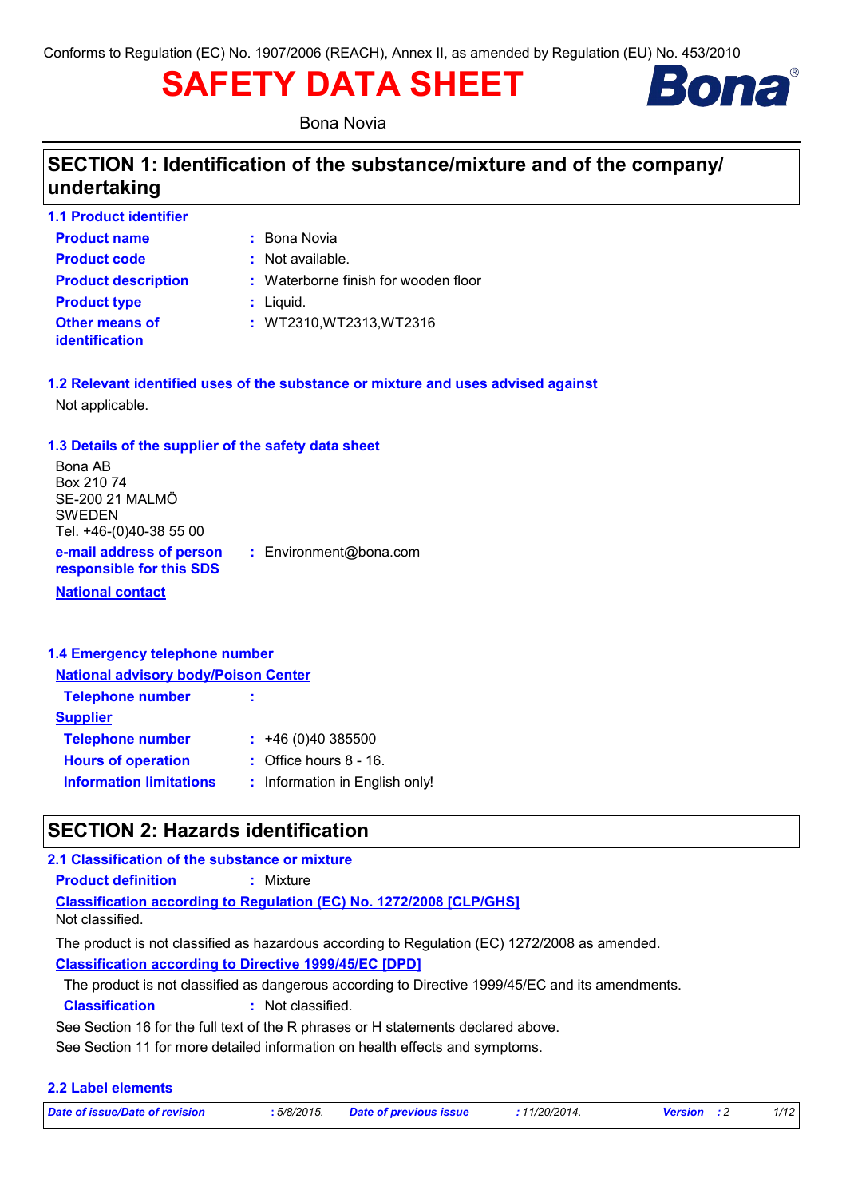Conforms to Regulation (EC) No. 1907/2006 (REACH), Annex II, as amended by Regulation (EU) No. 453/2010

# SAFETY DATA SHEET

Bona Novia

## SECTION 1: Identification of the substance/mixture and of the company/ undertaking

### 1.1 Product identifier

**Product name** : Bona Novia

**Product code** : Not available.

**Product description** : Waterborne finish for wooden floor

**Product type** : Liquid.

**Other means of identification** : WT2310,WT2313,WT2316

### 1.2 Relevant identified uses of the substance or mixture and uses advised against

Not applicable.

### 1.3 Details of the supplier of the safety data sheet

Bona AB
Box 210 74
SE-200 21 MALMÖ
SWEDEN
Tel. +46-(0)40-38 55 00

**e-mail address of person responsible for this SDS** : Environment@bona.com

**National contact**

### 1.4 Emergency telephone number

**National advisory body/Poison Center**

**Telephone number** :

**Supplier**

**Telephone number** : +46 (0)40 385500

**Hours of operation** : Office hours 8 - 16.

**Information limitations** : Information in English only!

## SECTION 2: Hazards identification

### 2.1 Classification of the substance or mixture

**Product definition** : Mixture

**Classification according to Regulation (EC) No. 1272/2008 [CLP/GHS]**

Not classified.

The product is not classified as hazardous according to Regulation (EC) 1272/2008 as amended.

**Classification according to Directive 1999/45/EC [DPD]**

The product is not classified as dangerous according to Directive 1999/45/EC and its amendments.

**Classification** : Not classified.

See Section 16 for the full text of the R phrases or H statements declared above.

See Section 11 for more detailed information on health effects and symptoms.

### 2.2 Label elements

*Date of issue/Date of revision* : 5/8/2015. *Date of previous issue* : 11/20/2014. *Version* : 2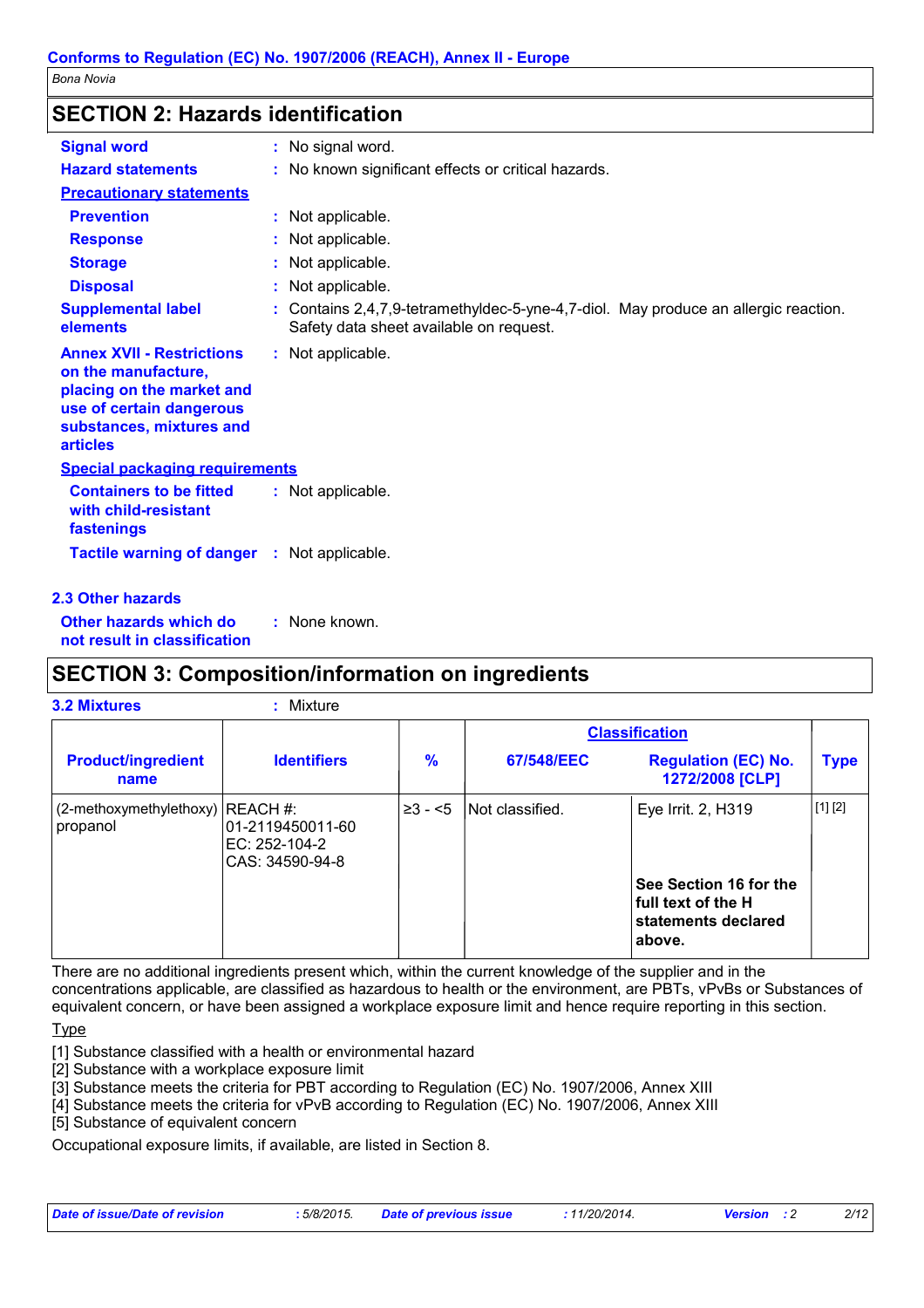Bona Novia

## SECTION 2: Hazards identification

**Signal word** : No signal word.

**Hazard statements** : No known significant effects or critical hazards.

**Precautionary statements**

**Prevention** : Not applicable.

**Response** : Not applicable.

**Storage** : Not applicable.

**Disposal** : Not applicable.

**Supplemental label elements** : Contains 2,4,7,9-tetramethyldec-5-yne-4,7-diol. May produce an allergic reaction. Safety data sheet available on request.

**Annex XVII - Restrictions on the manufacture, placing on the market and use of certain dangerous substances, mixtures and articles** : Not applicable.

**Special packaging requirements**

**Containers to be fitted with child-resistant fastenings** : Not applicable.

**Tactile warning of danger** : Not applicable.

### 2.3 Other hazards

**Other hazards which do not result in classification** : None known.

## SECTION 3: Composition/information on ingredients

**3.2 Mixtures** : Mixture

| Product/ingredient name | Identifiers | % | Classification | | Type |
|---|---|---|---|---|---|
| | | | 67/548/EEC | Regulation (EC) No. 1272/2008 [CLP] | |
| (2-methoxymethylethoxy) propanol | REACH #: 01-2119450011-60<br>EC: 252-104-2<br>CAS: 34590-94-8 | ≥3 - <5 | Not classified. | Eye Irrit. 2, H319 | [1] [2] |
| | | | | **See Section 16 for the full text of the H statements declared above.** | |

There are no additional ingredients present which, within the current knowledge of the supplier and in the concentrations applicable, are classified as hazardous to health or the environment, are PBTs, vPvBs or Substances of equivalent concern, or have been assigned a workplace exposure limit and hence require reporting in this section.

Type

[1] Substance classified with a health or environmental hazard
[2] Substance with a workplace exposure limit
[3] Substance meets the criteria for PBT according to Regulation (EC) No. 1907/2006, Annex XIII
[4] Substance meets the criteria for vPvB according to Regulation (EC) No. 1907/2006, Annex XIII
[5] Substance of equivalent concern

Occupational exposure limits, if available, are listed in Section 8.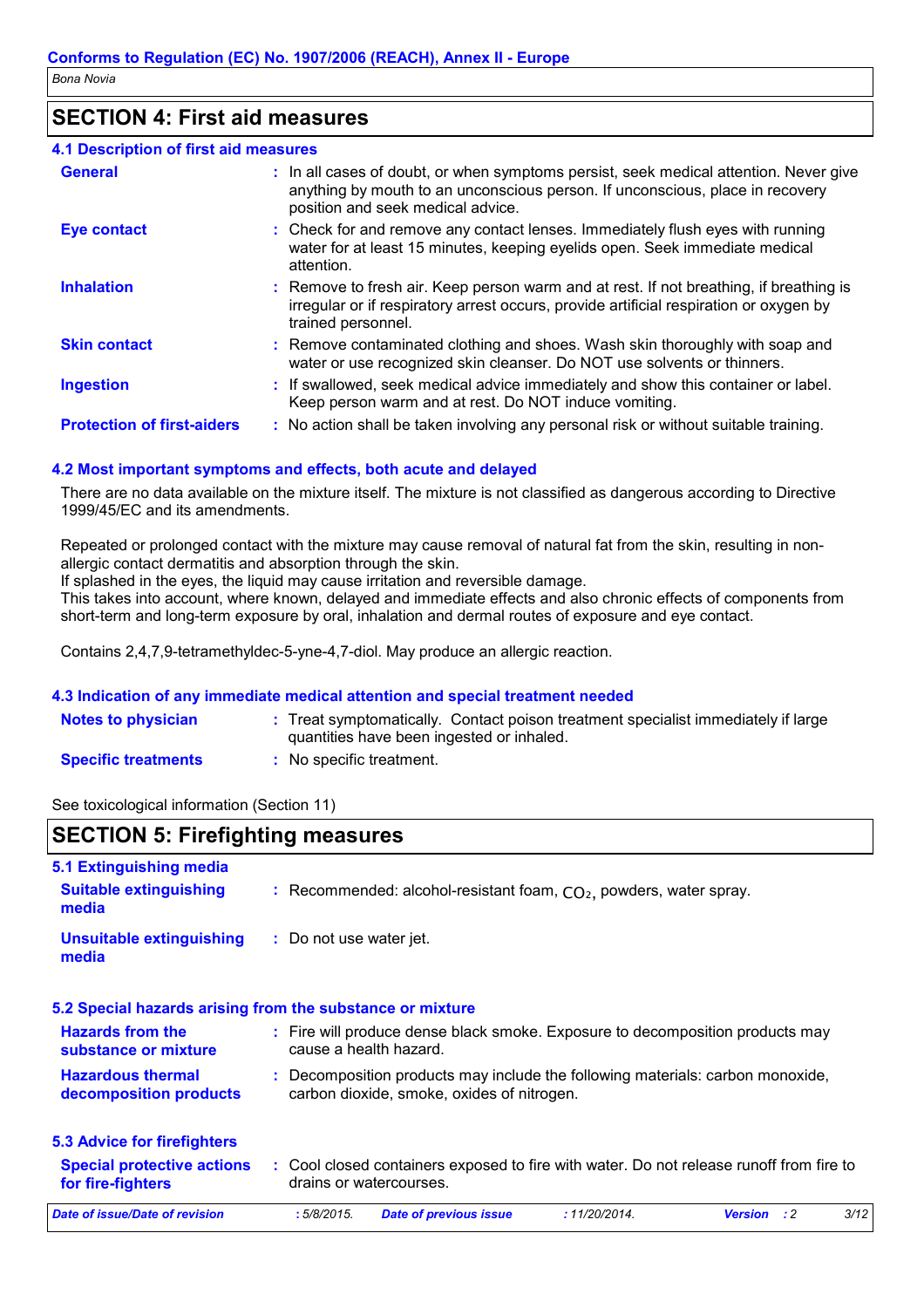## SECTION 4: First aid measures

### 4.1 Description of first aid measures

| | |
|---|---|
| **General** | In all cases of doubt, or when symptoms persist, seek medical attention. Never give anything by mouth to an unconscious person. If unconscious, place in recovery position and seek medical advice. |
| **Eye contact** | Check for and remove any contact lenses. Immediately flush eyes with running water for at least 15 minutes, keeping eyelids open. Seek immediate medical attention. |
| **Inhalation** | Remove to fresh air. Keep person warm and at rest. If not breathing, if breathing is irregular or if respiratory arrest occurs, provide artificial respiration or oxygen by trained personnel. |
| **Skin contact** | Remove contaminated clothing and shoes. Wash skin thoroughly with soap and water or use recognized skin cleanser. Do NOT use solvents or thinners. |
| **Ingestion** | If swallowed, seek medical advice immediately and show this container or label. Keep person warm and at rest. Do NOT induce vomiting. |
| **Protection of first-aiders** | No action shall be taken involving any personal risk or without suitable training. |

### 4.2 Most important symptoms and effects, both acute and delayed

There are no data available on the mixture itself. The mixture is not classified as dangerous according to Directive 1999/45/EC and its amendments.

Repeated or prolonged contact with the mixture may cause removal of natural fat from the skin, resulting in non-allergic contact dermatitis and absorption through the skin.
If splashed in the eyes, the liquid may cause irritation and reversible damage.
This takes into account, where known, delayed and immediate effects and also chronic effects of components from short-term and long-term exposure by oral, inhalation and dermal routes of exposure and eye contact.

Contains 2,4,7,9-tetramethyldec-5-yne-4,7-diol. May produce an allergic reaction.

### 4.3 Indication of any immediate medical attention and special treatment needed

| | |
|---|---|
| **Notes to physician** | Treat symptomatically. Contact poison treatment specialist immediately if large quantities have been ingested or inhaled. |
| **Specific treatments** | No specific treatment. |

See toxicological information (Section 11)

## SECTION 5: Firefighting measures

### 5.1 Extinguishing media

| | |
|---|---|
| **Suitable extinguishing media** | Recommended: alcohol-resistant foam, $CO_2$, powders, water spray. |
| **Unsuitable extinguishing media** | Do not use water jet. |

### 5.2 Special hazards arising from the substance or mixture

| | |
|---|---|
| **Hazards from the substance or mixture** | Fire will produce dense black smoke. Exposure to decomposition products may cause a health hazard. |
| **Hazardous thermal decomposition products** | Decomposition products may include the following materials: carbon monoxide, carbon dioxide, smoke, oxides of nitrogen. |

### 5.3 Advice for firefighters

| | |
|---|---|
| **Special protective actions for fire-fighters** | Cool closed containers exposed to fire with water. Do not release runoff from fire to drains or watercourses. |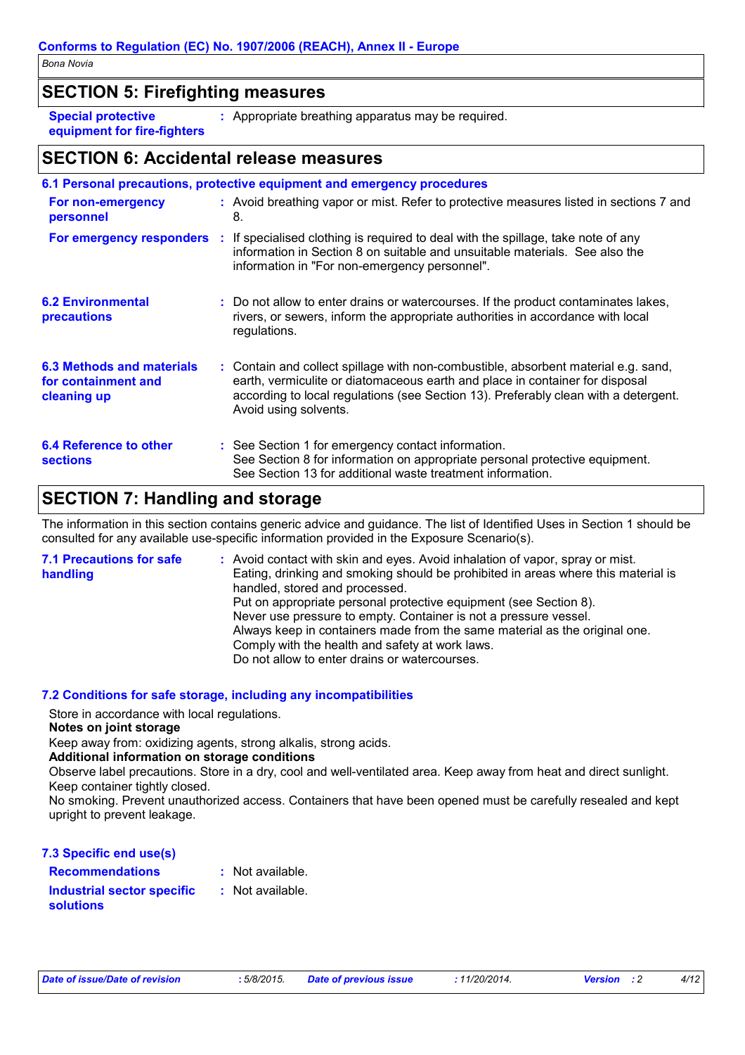## SECTION 5: Firefighting measures

**Special protective equipment for fire-fighters** : Appropriate breathing apparatus may be required.

## SECTION 6: Accidental release measures

### 6.1 Personal precautions, protective equipment and emergency procedures

**For non-emergency personnel** : Avoid breathing vapor or mist. Refer to protective measures listed in sections 7 and 8.

**For emergency responders** : If specialised clothing is required to deal with the spillage, take note of any information in Section 8 on suitable and unsuitable materials. See also the information in "For non-emergency personnel".

**6.2 Environmental precautions** : Do not allow to enter drains or watercourses. If the product contaminates lakes, rivers, or sewers, inform the appropriate authorities in accordance with local regulations.

**6.3 Methods and materials for containment and cleaning up** : Contain and collect spillage with non-combustible, absorbent material e.g. sand, earth, vermiculite or diatomaceous earth and place in container for disposal according to local regulations (see Section 13). Preferably clean with a detergent. Avoid using solvents.

**6.4 Reference to other sections** : See Section 1 for emergency contact information.
See Section 8 for information on appropriate personal protective equipment.
See Section 13 for additional waste treatment information.

## SECTION 7: Handling and storage

The information in this section contains generic advice and guidance. The list of Identified Uses in Section 1 should be consulted for any available use-specific information provided in the Exposure Scenario(s).

**7.1 Precautions for safe handling** : Avoid contact with skin and eyes. Avoid inhalation of vapor, spray or mist.
Eating, drinking and smoking should be prohibited in areas where this material is handled, stored and processed.
Put on appropriate personal protective equipment (see Section 8).
Never use pressure to empty. Container is not a pressure vessel.
Always keep in containers made from the same material as the original one.
Comply with the health and safety at work laws.
Do not allow to enter drains or watercourses.

### 7.2 Conditions for safe storage, including any incompatibilities

Store in accordance with local regulations.

**Notes on joint storage**

Keep away from: oxidizing agents, strong alkalis, strong acids.

**Additional information on storage conditions**

Observe label precautions. Store in a dry, cool and well-ventilated area. Keep away from heat and direct sunlight. Keep container tightly closed.
No smoking. Prevent unauthorized access. Containers that have been opened must be carefully resealed and kept upright to prevent leakage.

### 7.3 Specific end use(s)

**Recommendations** : Not available.

**Industrial sector specific solutions** : Not available.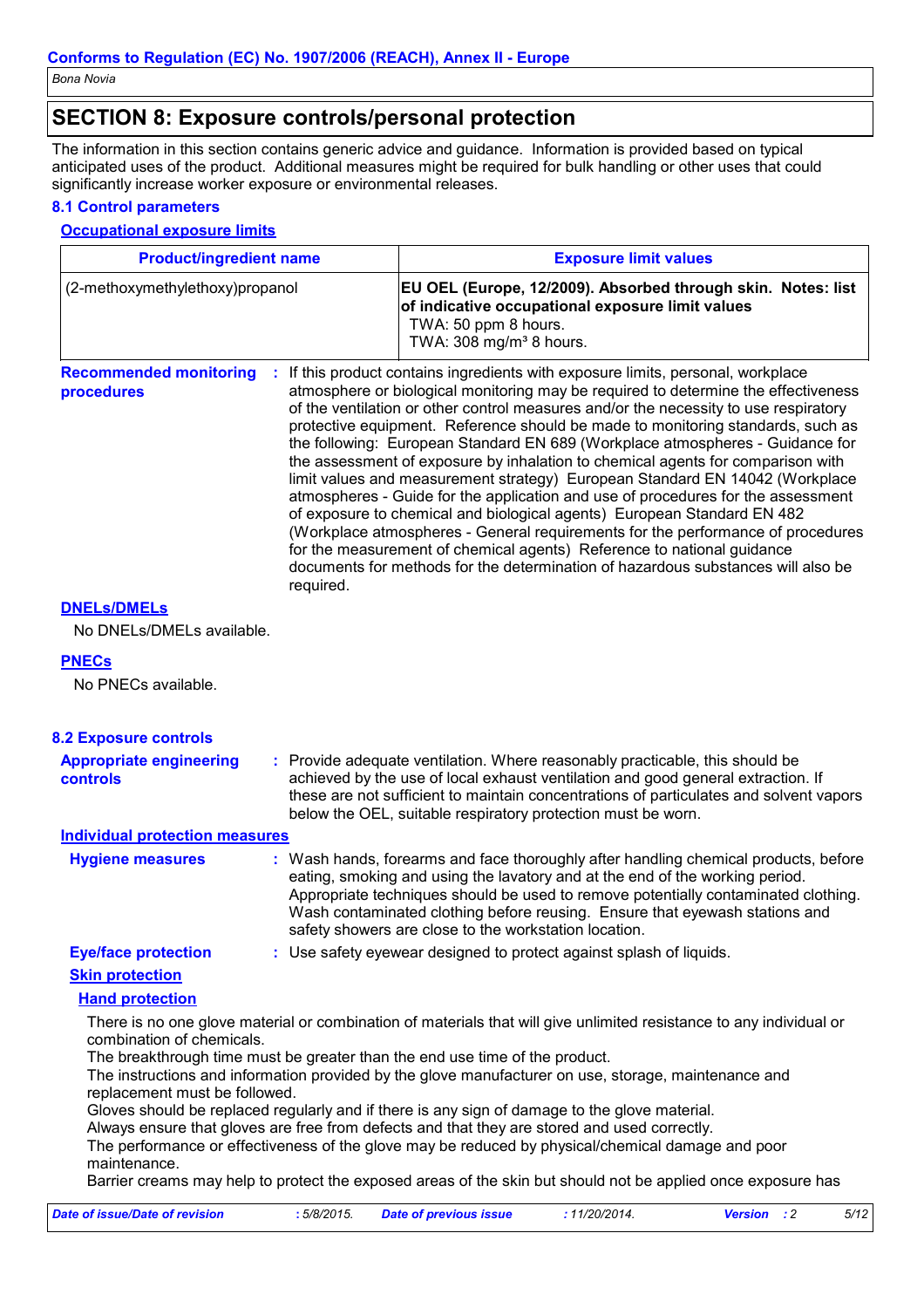## SECTION 8: Exposure controls/personal protection

The information in this section contains generic advice and guidance. Information is provided based on typical anticipated uses of the product. Additional measures might be required for bulk handling or other uses that could significantly increase worker exposure or environmental releases.

### 8.1 Control parameters

#### Occupational exposure limits

| Product/ingredient name | Exposure limit values |
|---|---|
| (2-methoxymethylethoxy)propanol | **EU OEL (Europe, 12/2009). Absorbed through skin. Notes: list of indicative occupational exposure limit values**<br>TWA: 50 ppm 8 hours.<br>TWA: 308 mg/m³ 8 hours. |

**Recommended monitoring procedures** : If this product contains ingredients with exposure limits, personal, workplace atmosphere or biological monitoring may be required to determine the effectiveness of the ventilation or other control measures and/or the necessity to use respiratory protective equipment. Reference should be made to monitoring standards, such as the following: European Standard EN 689 (Workplace atmospheres - Guidance for the assessment of exposure by inhalation to chemical agents for comparison with limit values and measurement strategy) European Standard EN 14042 (Workplace atmospheres - Guide for the application and use of procedures for the assessment of exposure to chemical and biological agents) European Standard EN 482 (Workplace atmospheres - General requirements for the performance of procedures for the measurement of chemical agents) Reference to national guidance documents for methods for the determination of hazardous substances will also be required.

#### DNELs/DMELs

No DNELs/DMELs available.

#### PNECs

No PNECs available.

### 8.2 Exposure controls

**Appropriate engineering controls** : Provide adequate ventilation. Where reasonably practicable, this should be achieved by the use of local exhaust ventilation and good general extraction. If these are not sufficient to maintain concentrations of particulates and solvent vapors below the OEL, suitable respiratory protection must be worn.

#### Individual protection measures

**Hygiene measures** : Wash hands, forearms and face thoroughly after handling chemical products, before eating, smoking and using the lavatory and at the end of the working period. Appropriate techniques should be used to remove potentially contaminated clothing. Wash contaminated clothing before reusing. Ensure that eyewash stations and safety showers are close to the workstation location.

**Eye/face protection** : Use safety eyewear designed to protect against splash of liquids.

**Skin protection**

**Hand protection**

There is no one glove material or combination of materials that will give unlimited resistance to any individual or combination of chemicals.
The breakthrough time must be greater than the end use time of the product.
The instructions and information provided by the glove manufacturer on use, storage, maintenance and replacement must be followed.
Gloves should be replaced regularly and if there is any sign of damage to the glove material.
Always ensure that gloves are free from defects and that they are stored and used correctly.
The performance or effectiveness of the glove may be reduced by physical/chemical damage and poor maintenance.
Barrier creams may help to protect the exposed areas of the skin but should not be applied once exposure has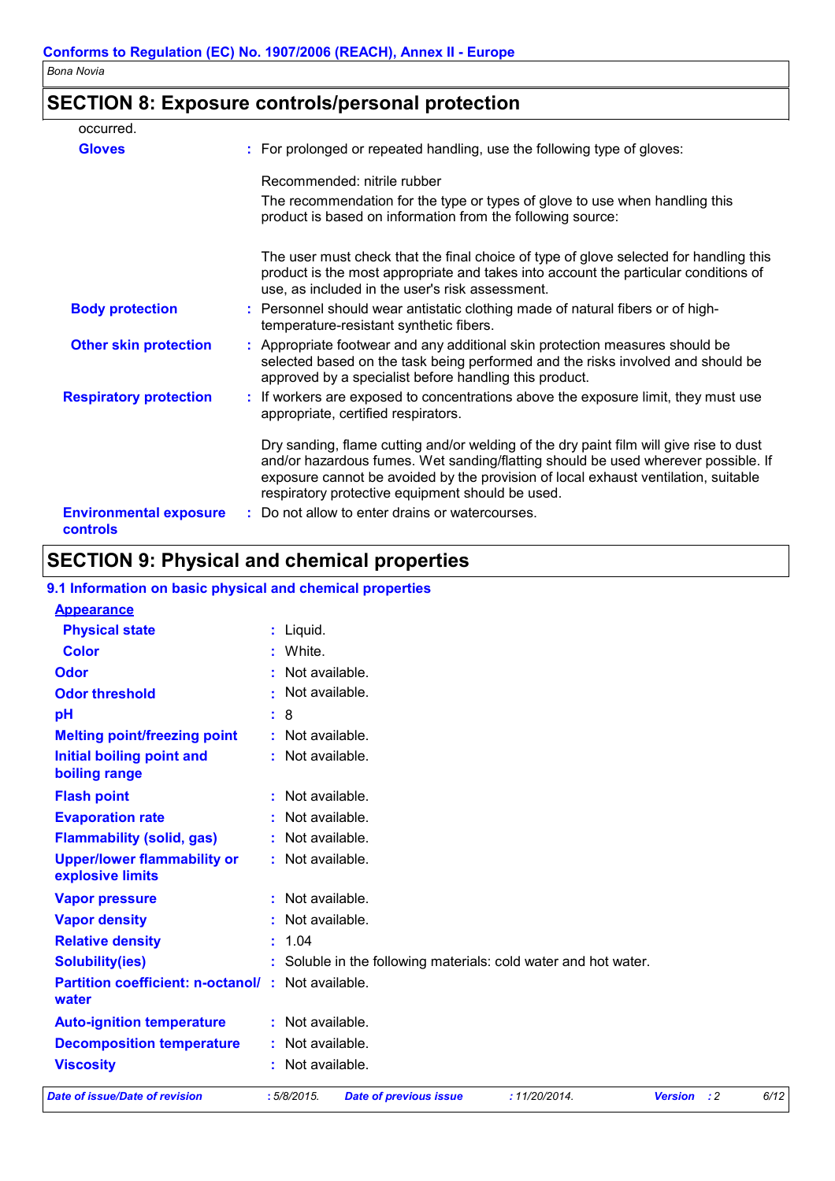## SECTION 8: Exposure controls/personal protection

occurred.

| | |
|---|---|
| **Gloves** | : For prolonged or repeated handling, use the following type of gloves:<br><br>Recommended: nitrile rubber<br>The recommendation for the type or types of glove to use when handling this product is based on information from the following source:<br><br>The user must check that the final choice of type of glove selected for handling this product is the most appropriate and takes into account the particular conditions of use, as included in the user's risk assessment. |
| **Body protection** | : Personnel should wear antistatic clothing made of natural fibers or of high-temperature-resistant synthetic fibers. |
| **Other skin protection** | : Appropriate footwear and any additional skin protection measures should be selected based on the task being performed and the risks involved and should be approved by a specialist before handling this product. |
| **Respiratory protection** | : If workers are exposed to concentrations above the exposure limit, they must use appropriate, certified respirators.<br><br>Dry sanding, flame cutting and/or welding of the dry paint film will give rise to dust and/or hazardous fumes. Wet sanding/flatting should be used wherever possible. If exposure cannot be avoided by the provision of local exhaust ventilation, suitable respiratory protective equipment should be used. |
| **Environmental exposure controls** | : Do not allow to enter drains or watercourses. |

## SECTION 9: Physical and chemical properties

### 9.1 Information on basic physical and chemical properties

**Appearance**

| | |
|---|---|
| **Physical state** | : Liquid. |
| **Color** | : White. |
| **Odor** | : Not available. |
| **Odor threshold** | : Not available. |
| **pH** | : 8 |
| **Melting point/freezing point** | : Not available. |
| **Initial boiling point and boiling range** | : Not available. |
| **Flash point** | : Not available. |
| **Evaporation rate** | : Not available. |
| **Flammability (solid, gas)** | : Not available. |
| **Upper/lower flammability or explosive limits** | : Not available. |
| **Vapor pressure** | : Not available. |
| **Vapor density** | : Not available. |
| **Relative density** | : 1.04 |
| **Solubility(ies)** | : Soluble in the following materials: cold water and hot water. |
| **Partition coefficient: n-octanol/water** | : Not available. |
| **Auto-ignition temperature** | : Not available. |
| **Decomposition temperature** | : Not available. |
| **Viscosity** | : Not available. |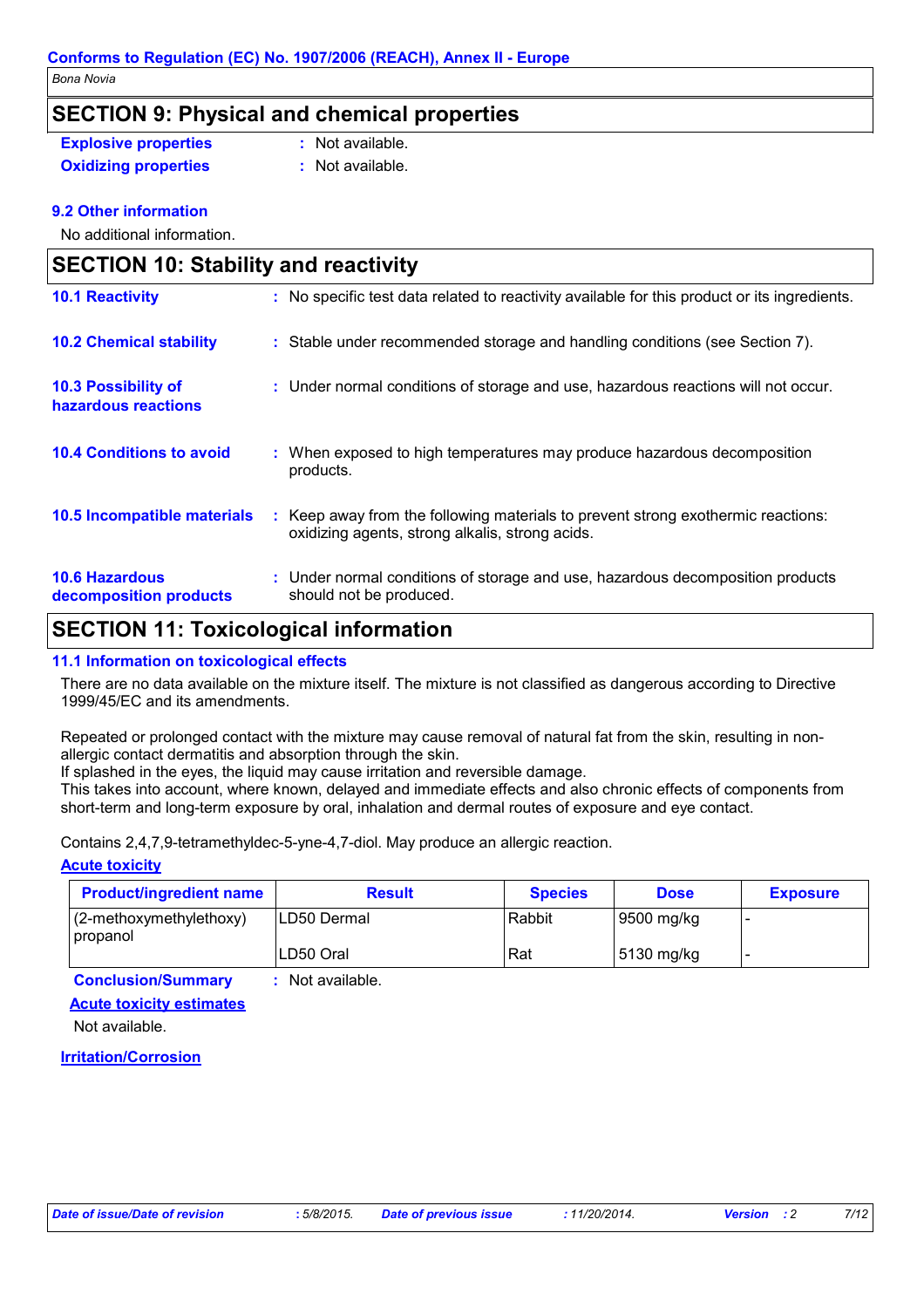## SECTION 9: Physical and chemical properties

**Explosive properties** : Not available.

**Oxidizing properties** : Not available.

### 9.2 Other information

No additional information.

## SECTION 10: Stability and reactivity

**10.1 Reactivity** : No specific test data related to reactivity available for this product or its ingredients.

**10.2 Chemical stability** : Stable under recommended storage and handling conditions (see Section 7).

**10.3 Possibility of hazardous reactions** : Under normal conditions of storage and use, hazardous reactions will not occur.

**10.4 Conditions to avoid** : When exposed to high temperatures may produce hazardous decomposition products.

**10.5 Incompatible materials** : Keep away from the following materials to prevent strong exothermic reactions: oxidizing agents, strong alkalis, strong acids.

**10.6 Hazardous decomposition products** : Under normal conditions of storage and use, hazardous decomposition products should not be produced.

## SECTION 11: Toxicological information

### 11.1 Information on toxicological effects

There are no data available on the mixture itself. The mixture is not classified as dangerous according to Directive 1999/45/EC and its amendments.

Repeated or prolonged contact with the mixture may cause removal of natural fat from the skin, resulting in non-allergic contact dermatitis and absorption through the skin.
If splashed in the eyes, the liquid may cause irritation and reversible damage.
This takes into account, where known, delayed and immediate effects and also chronic effects of components from short-term and long-term exposure by oral, inhalation and dermal routes of exposure and eye contact.

Contains 2,4,7,9-tetramethyldec-5-yne-4,7-diol. May produce an allergic reaction.

**Acute toxicity**

| Product/ingredient name | Result | Species | Dose | Exposure |
|---|---|---|---|---|
| (2-methoxymethylethoxy) propanol | LD50 Dermal | Rabbit | 9500 mg/kg | - |
| | LD50 Oral | Rat | 5130 mg/kg | - |

**Conclusion/Summary** : Not available.

**Acute toxicity estimates**

Not available.

**Irritation/Corrosion**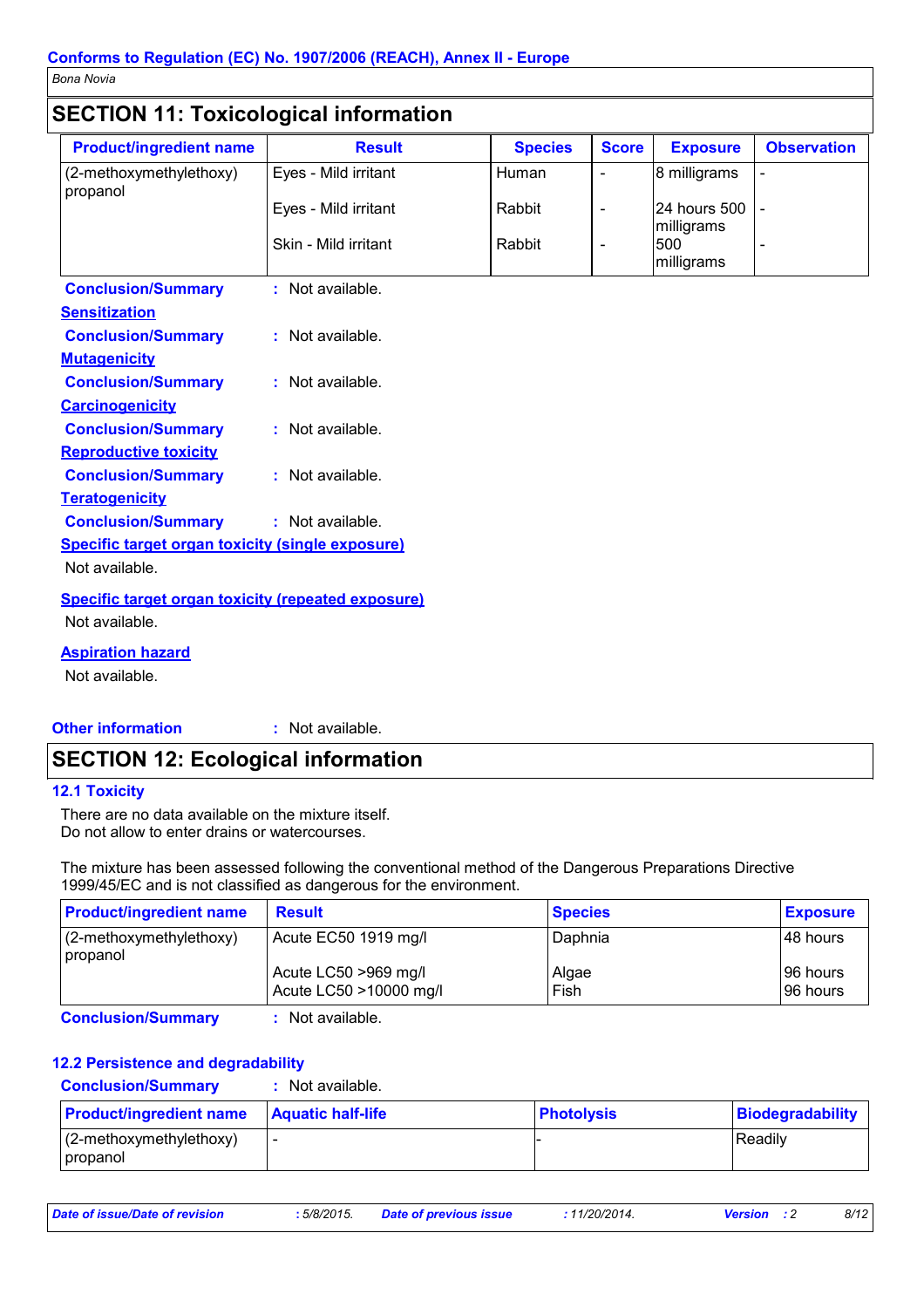## SECTION 11: Toxicological information

| Product/ingredient name | Result | Species | Score | Exposure | Observation |
|---|---|---|---|---|---|
| (2-methoxymethylethoxy) propanol | Eyes - Mild irritant | Human | - | 8 milligrams | - |
| | Eyes - Mild irritant | Rabbit | - | 24 hours 500 milligrams | - |
| | Skin - Mild irritant | Rabbit | - | 500 milligrams | - |

**Conclusion/Summary** : Not available.

**Sensitization**

**Conclusion/Summary** : Not available.

**Mutagenicity**

**Conclusion/Summary** : Not available.

**Carcinogenicity**

**Conclusion/Summary** : Not available.

**Reproductive toxicity**

**Conclusion/Summary** : Not available.

**Teratogenicity**

**Conclusion/Summary** : Not available.

**Specific target organ toxicity (single exposure)**

Not available.

**Specific target organ toxicity (repeated exposure)**

Not available.

**Aspiration hazard**

Not available.

**Other information** : Not available.

## SECTION 12: Ecological information

### 12.1 Toxicity

There are no data available on the mixture itself.
Do not allow to enter drains or watercourses.

The mixture has been assessed following the conventional method of the Dangerous Preparations Directive 1999/45/EC and is not classified as dangerous for the environment.

| Product/ingredient name | Result | Species | Exposure |
|---|---|---|---|
| (2-methoxymethylethoxy) propanol | Acute EC50 1919 mg/l | Daphnia | 48 hours |
| | Acute LC50 >969 mg/l | Algae | 96 hours |
| | Acute LC50 >10000 mg/l | Fish | 96 hours |

**Conclusion/Summary** : Not available.

### 12.2 Persistence and degradability

**Conclusion/Summary** : Not available.

| Product/ingredient name | Aquatic half-life | Photolysis | Biodegradability |
|---|---|---|---|
| (2-methoxymethylethoxy) propanol | - | - | Readily |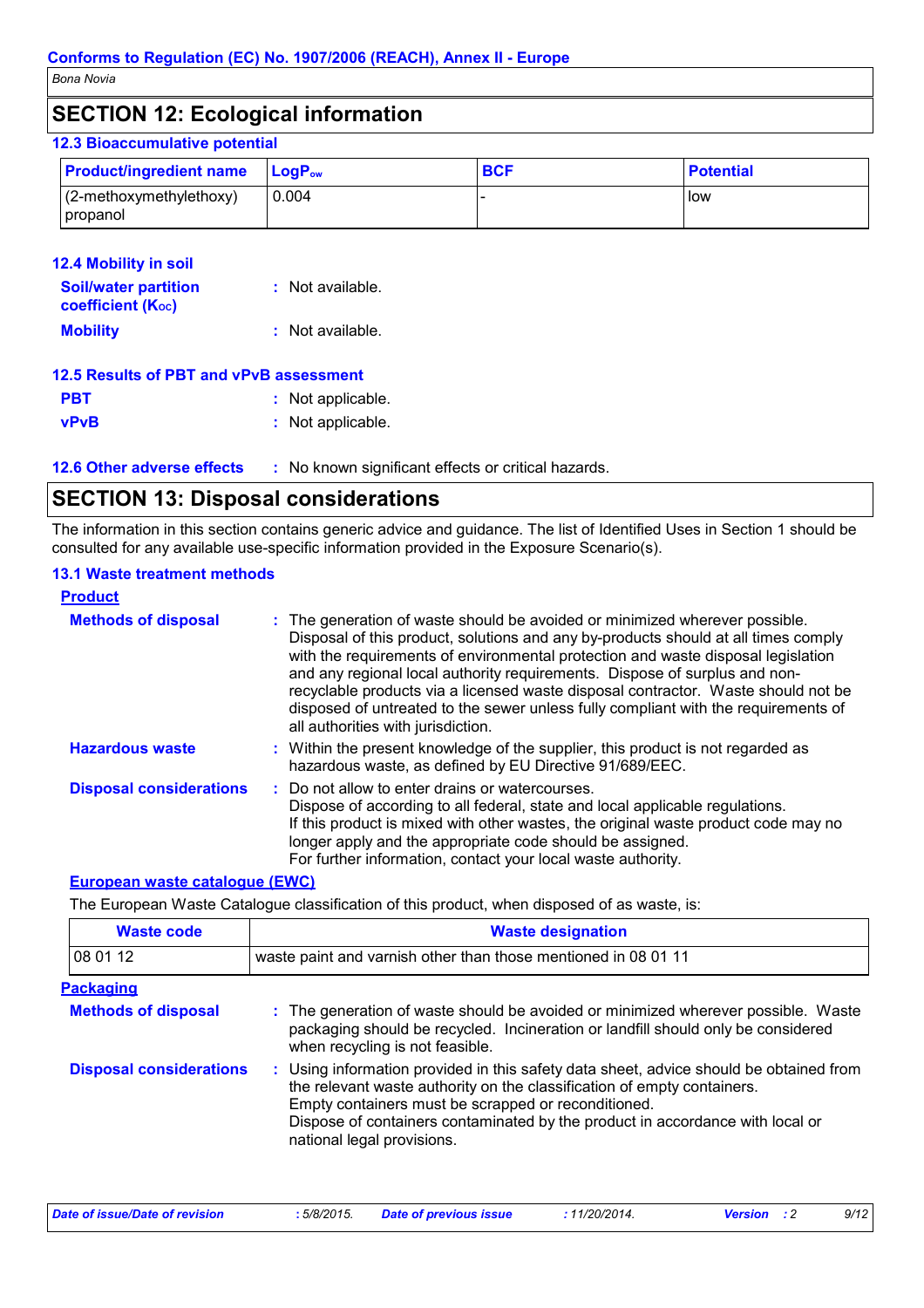## SECTION 12: Ecological information

### 12.3 Bioaccumulative potential

| Product/ingredient name | $LogP_{ow}$ | BCF | Potential |
|---|---|---|---|
| (2-methoxymethylethoxy) propanol | 0.004 | - | low |

### 12.4 Mobility in soil

**Soil/water partition coefficient ($K_{OC}$)** : Not available.

**Mobility** : Not available.

### 12.5 Results of PBT and vPvB assessment

**PBT** : Not applicable.

**vPvB** : Not applicable.

### 12.6 Other adverse effects

: No known significant effects or critical hazards.

## SECTION 13: Disposal considerations

The information in this section contains generic advice and guidance. The list of Identified Uses in Section 1 should be consulted for any available use-specific information provided in the Exposure Scenario(s).

### 13.1 Waste treatment methods

**Product**

**Methods of disposal** : The generation of waste should be avoided or minimized wherever possible. Disposal of this product, solutions and any by-products should at all times comply with the requirements of environmental protection and waste disposal legislation and any regional local authority requirements. Dispose of surplus and non-recyclable products via a licensed waste disposal contractor. Waste should not be disposed of untreated to the sewer unless fully compliant with the requirements of all authorities with jurisdiction.

**Hazardous waste** : Within the present knowledge of the supplier, this product is not regarded as hazardous waste, as defined by EU Directive 91/689/EEC.

**Disposal considerations** : Do not allow to enter drains or watercourses.
Dispose of according to all federal, state and local applicable regulations.
If this product is mixed with other wastes, the original waste product code may no longer apply and the appropriate code should be assigned.
For further information, contact your local waste authority.

**European waste catalogue (EWC)**

The European Waste Catalogue classification of this product, when disposed of as waste, is:

| Waste code | Waste designation |
|---|---|
| 08 01 12 | waste paint and varnish other than those mentioned in 08 01 11 |

**Packaging**

**Methods of disposal** : The generation of waste should be avoided or minimized wherever possible. Waste packaging should be recycled. Incineration or landfill should only be considered when recycling is not feasible.

**Disposal considerations** : Using information provided in this safety data sheet, advice should be obtained from the relevant waste authority on the classification of empty containers.
Empty containers must be scrapped or reconditioned.
Dispose of containers contaminated by the product in accordance with local or national legal provisions.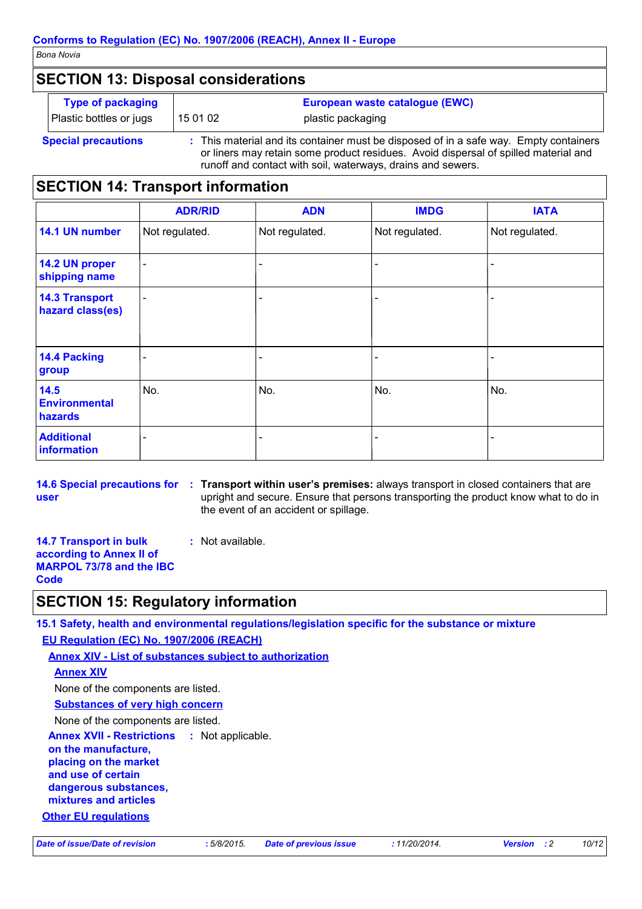## SECTION 13: Disposal considerations

| Type of packaging | | European waste catalogue (EWC) |
|---|---|---|
| Plastic bottles or jugs | 15 01 02 | plastic packaging |

**Special precautions** : This material and its container must be disposed of in a safe way. Empty containers or liners may retain some product residues. Avoid dispersal of spilled material and runoff and contact with soil, waterways, drains and sewers.

## SECTION 14: Transport information

| | ADR/RID | ADN | IMDG | IATA |
|---|---|---|---|---|
| **14.1 UN number** | Not regulated. | Not regulated. | Not regulated. | Not regulated. |
| **14.2 UN proper shipping name** | - | - | - | - |
| **14.3 Transport hazard class(es)** | - | - | - | - |
| **14.4 Packing group** | - | - | - | - |
| **14.5 Environmental hazards** | No. | No. | No. | No. |
| **Additional information** | - | - | - | - |

**14.6 Special precautions for user** : **Transport within user's premises:** always transport in closed containers that are upright and secure. Ensure that persons transporting the product know what to do in the event of an accident or spillage.

**14.7 Transport in bulk according to Annex II of MARPOL 73/78 and the IBC Code** : Not available.

## SECTION 15: Regulatory information

**15.1 Safety, health and environmental regulations/legislation specific for the substance or mixture**

**EU Regulation (EC) No. 1907/2006 (REACH)**

**Annex XIV - List of substances subject to authorization**

**Annex XIV**

None of the components are listed.

**Substances of very high concern**

None of the components are listed.

**Annex XVII - Restrictions on the manufacture, placing on the market and use of certain dangerous substances, mixtures and articles** : Not applicable.

**Other EU regulations**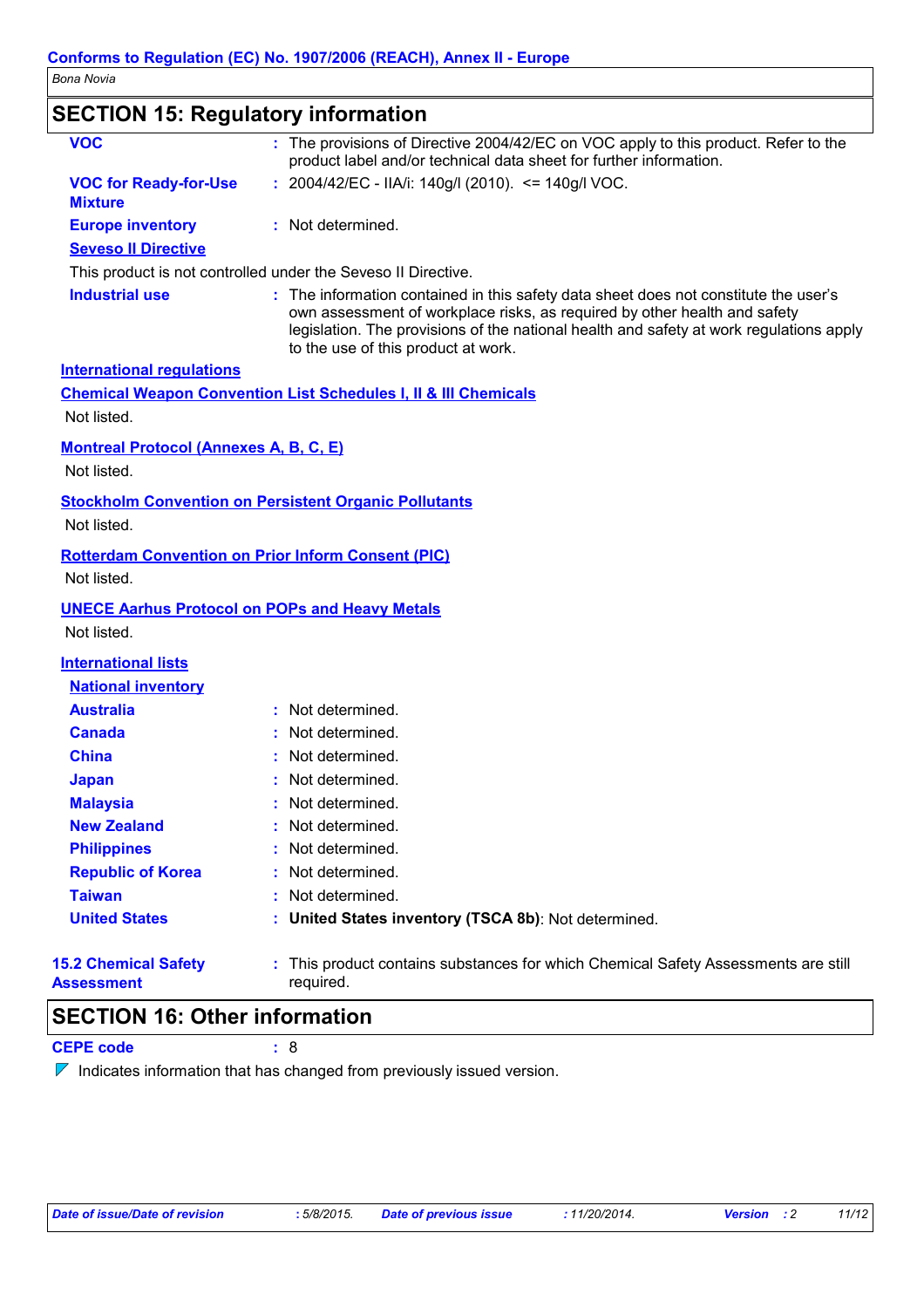## SECTION 15: Regulatory information

**VOC** : The provisions of Directive 2004/42/EC on VOC apply to this product. Refer to the product label and/or technical data sheet for further information.

**VOC for Ready-for-Use Mixture** : 2004/42/EC - IIA/i: 140g/l (2010). <= 140g/l VOC.

**Europe inventory** : Not determined.

**Seveso II Directive**

This product is not controlled under the Seveso II Directive.

**Industrial use** : The information contained in this safety data sheet does not constitute the user's own assessment of workplace risks, as required by other health and safety legislation. The provisions of the national health and safety at work regulations apply to the use of this product at work.

**International regulations**

**Chemical Weapon Convention List Schedules I, II & III Chemicals**

Not listed.

**Montreal Protocol (Annexes A, B, C, E)**

Not listed.

**Stockholm Convention on Persistent Organic Pollutants**

Not listed.

**Rotterdam Convention on Prior Inform Consent (PIC)**

Not listed.

**UNECE Aarhus Protocol on POPs and Heavy Metals**

Not listed.

**International lists**

**National inventory**

| | |
|---|---|
| **Australia** | : Not determined. |
| **Canada** | : Not determined. |
| **China** | : Not determined. |
| **Japan** | : Not determined. |
| **Malaysia** | : Not determined. |
| **New Zealand** | : Not determined. |
| **Philippines** | : Not determined. |
| **Republic of Korea** | : Not determined. |
| **Taiwan** | : Not determined. |
| **United States** | : **United States inventory (TSCA 8b)**: Not determined. |

**15.2 Chemical Safety Assessment** : This product contains substances for which Chemical Safety Assessments are still required.

## SECTION 16: Other information

**CEPE code** : 8

Indicates information that has changed from previously issued version.

*Date of issue/Date of revision: 5/8/2015. Date of previous issue: 11/20/2014. Version: 2*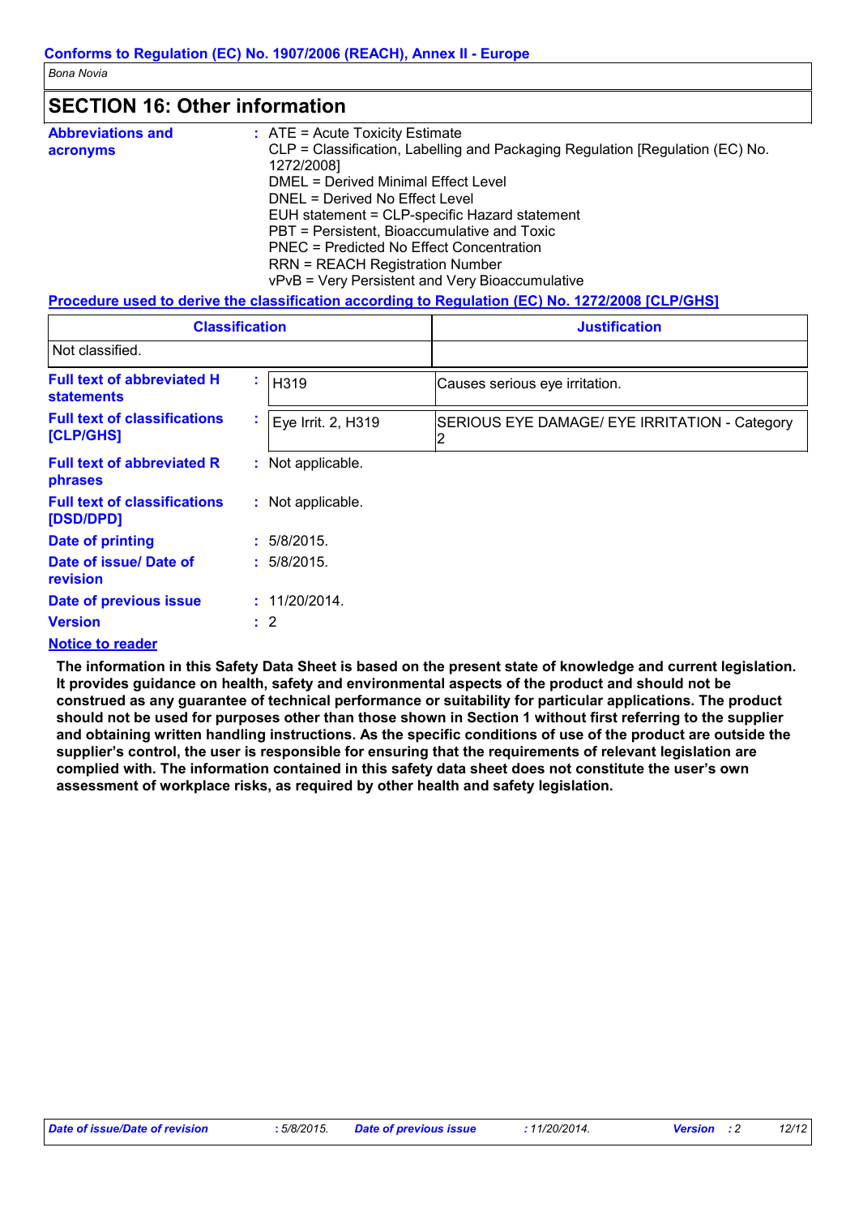## SECTION 16: Other information

**Abbreviations and acronyms** : ATE = Acute Toxicity Estimate
CLP = Classification, Labelling and Packaging Regulation [Regulation (EC) No. 1272/2008]
DMEL = Derived Minimal Effect Level
DNEL = Derived No Effect Level
EUH statement = CLP-specific Hazard statement
PBT = Persistent, Bioaccumulative and Toxic
PNEC = Predicted No Effect Concentration
RRN = REACH Registration Number
vPvB = Very Persistent and Very Bioaccumulative

**Procedure used to derive the classification according to Regulation (EC) No. 1272/2008 [CLP/GHS]**

| Classification | Justification |
|---|---|
| Not classified. | |

**Full text of abbreviated H statements** :

| | |
|---|---|
| H319 | Causes serious eye irritation. |

**Full text of classifications [CLP/GHS]** :

| | |
|---|---|
| Eye Irrit. 2, H319 | SERIOUS EYE DAMAGE/ EYE IRRITATION - Category 2 |

**Full text of abbreviated R phrases** : Not applicable.

**Full text of classifications [DSD/DPD]** : Not applicable.

**Date of printing** : 5/8/2015.

**Date of issue/ Date of revision** : 5/8/2015.

**Date of previous issue** : 11/20/2014.

**Version** : 2

**Notice to reader**

**The information in this Safety Data Sheet is based on the present state of knowledge and current legislation. It provides guidance on health, safety and environmental aspects of the product and should not be construed as any guarantee of technical performance or suitability for particular applications. The product should not be used for purposes other than those shown in Section 1 without first referring to the supplier and obtaining written handling instructions. As the specific conditions of use of the product are outside the supplier's control, the user is responsible for ensuring that the requirements of relevant legislation are complied with. The information contained in this safety data sheet does not constitute the user's own assessment of workplace risks, as required by other health and safety legislation.**